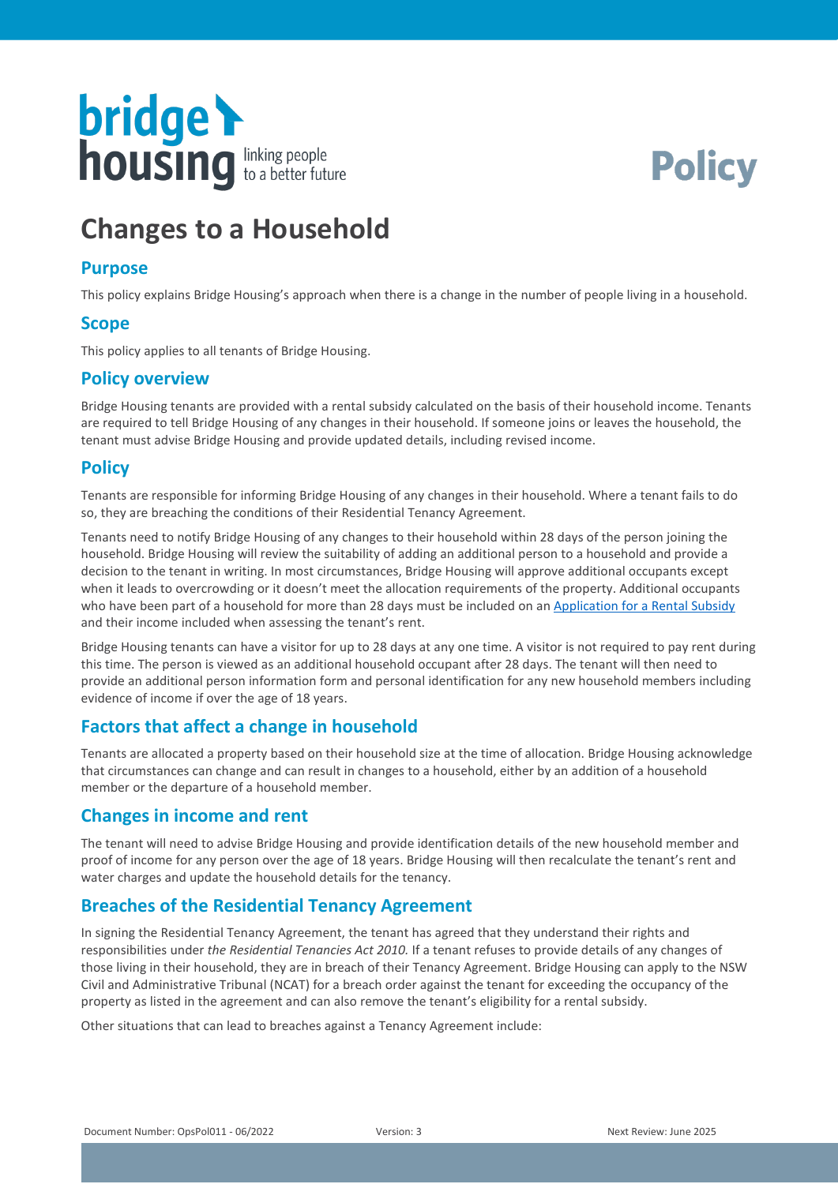# Changes to a Household

## Purpose

This policy explains Bridge Housing's approach when there is a change in the number of people living in a household.

## Scope

This policy applies to all tenants of Bridge Housing.

## Policy overview

Bridge Housing tenants are provided with a rental subsidy calculated on the basis of their household income. Tenants are required to tell Bridge Housing of any changes in their household. If someone joins or leaves the household, the tenant must advise Bridge Housing and provide updated details, including revised income.

## Policy

Tenants are responsible for informing Bridge Housing of any changes in their household. Where a tenant fails to do so, they are breaching the conditions of their Residential Tenancy Agreement.

Tenants need to notify Bridge Housing of any changes to their household within 28 days of the person joining the household. Bridge Housing will review the suitability of adding an additional person to a household and provide a decision to the tenant in writing. In most circumstances, Bridge Housing will approve additional occupants except when it leads to overcrowding or it doesn't meet the allocation requirements of the property. Additional occupants who have been part of a household for more than 28 days must be included on an Application for a Rental Subsidy and their income included when assessing the tenant's rent.

Bridge Housing tenants can have a visitor for up to 28 days at any one time. A visitor is not required to pay rent during this time. The person is viewed as an additional household occupant after 28 days. The tenant will then need to provide an additional person information form and personal identification for any new household members including evidence of income if over the age of 18 years.

## Factors that affect a change in household

Tenants are allocated a property based on their household size at the time of allocation. Bridge Housing acknowledge that circumstances can change and can result in changes to a household, either by an addition of a household member or the departure of a household member.

## Changes in income and rent

The tenant will need to advise Bridge Housing and provide identification details of the new household member and proof of income for any person over the age of 18 years. Bridge Housing will then recalculate the tenant's rent and water charges and update the household details for the tenancy.

## Breaches of the Residential Tenancy Agreement

In signing the Residential Tenancy Agreement, the tenant has agreed that they understand their rights and responsibilities under *the Residential Tenancies Act 2010.* If a tenant refuses to provide details of any changes of those living in their household, they are in breach of their Tenancy Agreement. Bridge Housing can apply to the NSW Civil and Administrative Tribunal (NCAT) for a breach order against the tenant for exceeding the occupancy of the property as listed in the agreement and can also remove the tenant's eligibility for a rental subsidy.

Other situations that can lead to breaches against a Tenancy Agreement include: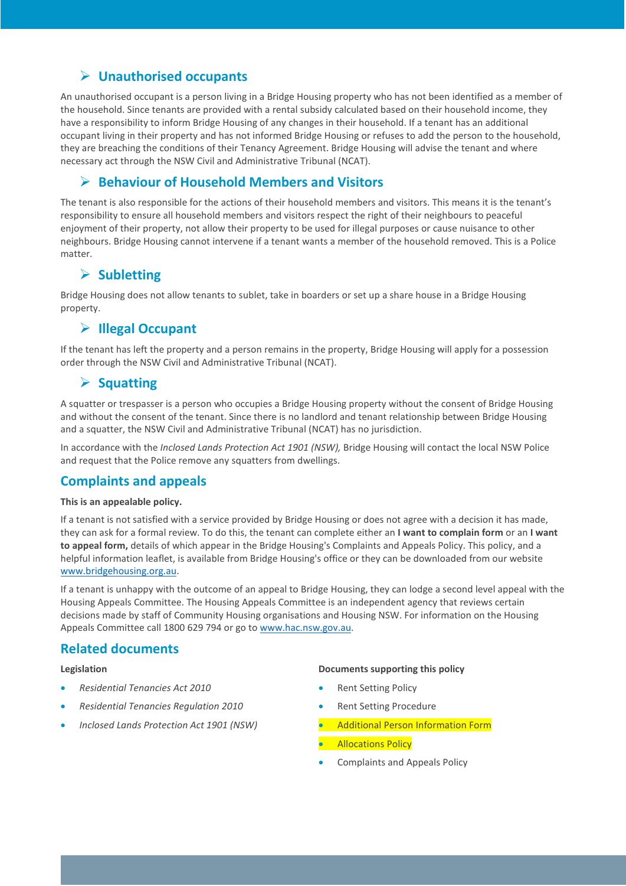### ➢ Unauthorised occupants

An unauthorised occupant is a person living in a Bridge Housing property who has not been identified as a member of the household. Since tenants are provided with a rental subsidy calculated based on their household income, they have a responsibility to inform Bridge Housing of any changes in their household. If a tenant has an additional occupant living in their property and has not informed Bridge Housing or refuses to add the person to the household, they are breaching the conditions of their Tenancy Agreement. Bridge Housing will advise the tenant and where necessary act through the NSW Civil and Administrative Tribunal (NCAT).

### ➢ Behaviour of Household Members and Visitors

The tenant is also responsible for the actions of their household members and visitors. This means it is the tenant's responsibility to ensure all household members and visitors respect the right of their neighbours to peaceful enjoyment of their property, not allow their property to be used for illegal purposes or cause nuisance to other neighbours. Bridge Housing cannot intervene if a tenant wants a member of the household removed. This is a Police matter.

### ➢ Subletting

Bridge Housing does not allow tenants to sublet, take in boarders or set up a share house in a Bridge Housing property.

### ➢ Illegal Occupant

If the tenant has left the property and a person remains in the property, Bridge Housing will apply for a possession order through the NSW Civil and Administrative Tribunal (NCAT).

### ➢ Squatting

A squatter or trespasser is a person who occupies a Bridge Housing property without the consent of Bridge Housing and without the consent of the tenant. Since there is no landlord and tenant relationship between Bridge Housing and a squatter, the NSW Civil and Administrative Tribunal (NCAT) has no jurisdiction.

In accordance with the *Inclosed Lands Protection Act 1901 (NSW),* Bridge Housing will contact the local NSW Police and request that the Police remove any squatters from dwellings.

## Complaints and appeals

**This is an appealable policy.**

If a tenant is not satisfied with a service provided by Bridge Housing or does not agree with a decision it has made, they can ask for a formal review. To do this, the tenant can complete either an **I want to complain form** or an **I want to appeal form,** details of which appear in the Bridge Housing's Complaints and Appeals Policy. This policy, and a helpful information leaflet, is available from Bridge Housing's office or they can be downloaded from our website www.bridgehousing.org.au.

If a tenant is unhappy with the outcome of an appeal to Bridge Housing, they can lodge a second level appeal with the Housing Appeals Committee. The Housing Appeals Committee is an independent agency that reviews certain decisions made by staff of Community Housing organisations and Housing NSW. For information on the Housing Appeals Committee call 1800 629 794 or go to www.hac.nsw.gov.au.

## Related documents

**Legislation**

- *Residential Tenancies Act 2010*
- *Residential Tenancies Regulation 2010*
- *Inclosed Lands Protection Act 1901 (NSW)*

**Documents supporting this policy**

- Rent Setting Policy
- Rent Setting Procedure
- Additional Person Information Form
- Allocations Policy
- Complaints and Appeals Policy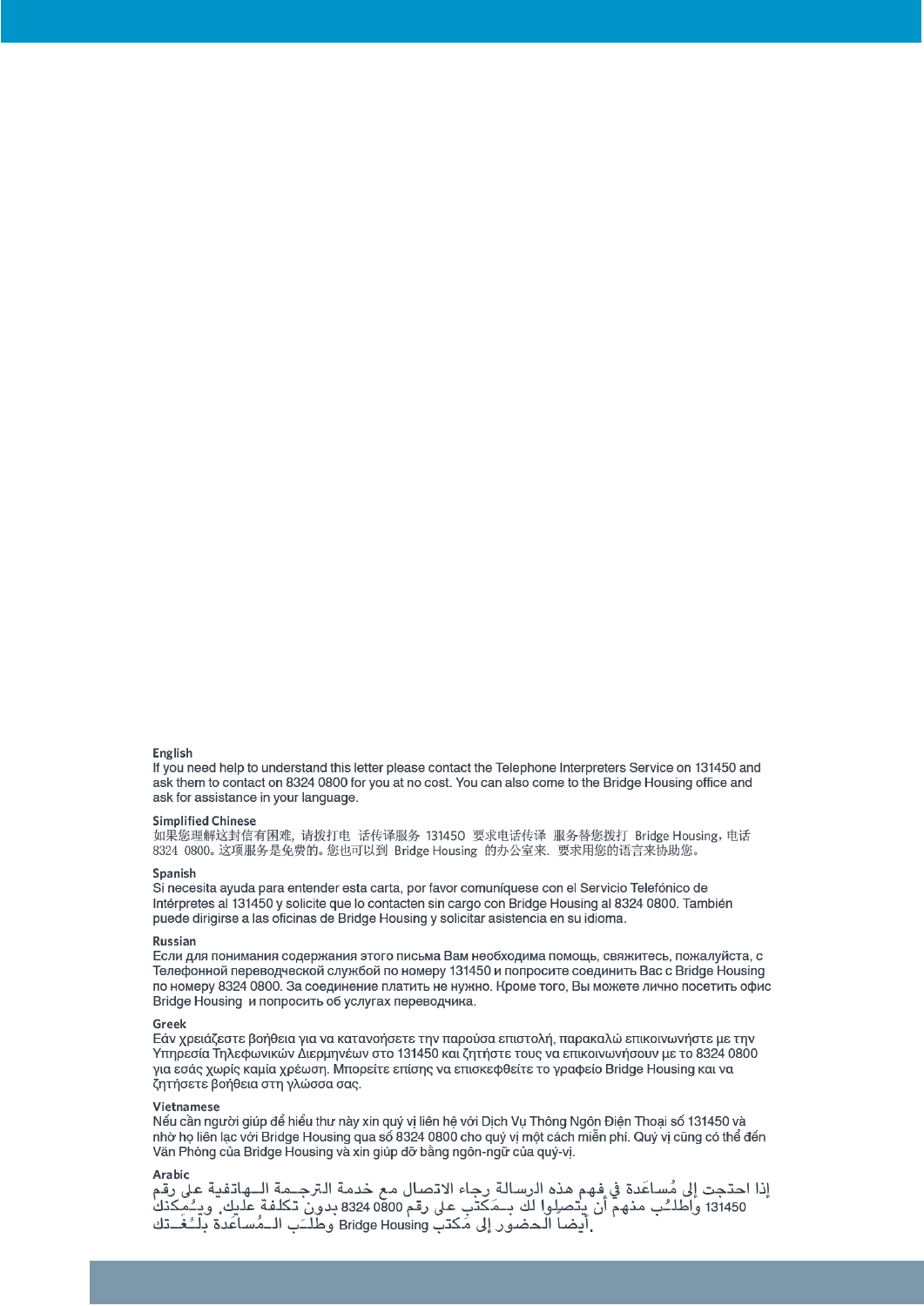**English**

If you need help to understand this letter please contact the Telephone Interpreters Service on 131450 and ask them to contact on 8324 0800 for you at no cost. You can also come to the Bridge Housing office and ask for assistance in your language.

**Simplified Chinese**

如果您理解这封信有困难，请拨打电 话传译服务 131450 要求电话传译 服务替您拨打 Bridge Housing，电话 8324 0800。这项服务是免费的。您也可以到 Bridge Housing 的办公室来．要求用您的语言来协助您。

**Spanish**

Si necesita ayuda para entender esta carta, por favor comuníquese con el Servicio Telefónico de Intérpretes al 131450 y solicite que lo contacten sin cargo con Bridge Housing al 8324 0800. También puede dirigirse a las oficinas de Bridge Housing y solicitar asistencia en su idioma.

**Russian**

Если для понимания содержания этого письма Вам необходима помощь, свяжитесь, пожалуйста, с Телефонной переводческой службой по номеру 131450 и попросите соединить Вас с Bridge Housing по номеру 8324 0800. За соединение платить не нужно. Кроме того, Вы можете лично посетить офис Bridge Housing и попросить об услугах переводчика.

**Greek**

Εάν χρειάζεστε βοήθεια για να κατανοήσετε την παρούσα επιστολή, παρακαλώ επικοινωνήστε με την Υπηρεσία Τηλεφωνικών Διερμηνέων στο 131450 και ζητήστε τους να επικοινωνήσουν με το 8324 0800 για εσάς χωρίς καμία χρέωση. Μπορείτε επίσης να επισκεφθείτε το γραφείο Bridge Housing και να ζητήσετε βοήθεια στη γλώσσα σας.

**Vietnamese**

Nếu cần người giúp để hiểu thư này xin quý vị liên hệ với Dịch Vụ Thông Ngôn Điện Thoại số 131450 và nhờ họ liên lạc với Bridge Housing qua số 8324 0800 cho quý vị một cách miễn phí. Quý vị cũng có thể đến Văn Phòng của Bridge Housing và xin giúp đỡ bằng ngôn-ngữ của quý-vị.

**Arabic**

إذا احتجت إلى مُساعَدة في فهم هذه الرسالة رجاء الاتصال مع خدمة الترجـمة الـهاتفية على رقم 131450 واطلـُب منهم أن يتصلوا لك بـمَكتب على رقم 8324 0800 بدون تكلفة عليك. ويـُمكنك أيضاً الحضور إلى مَكتب Bridge Housing وطلَـب الـمُساعدة بلـُغـَتك.